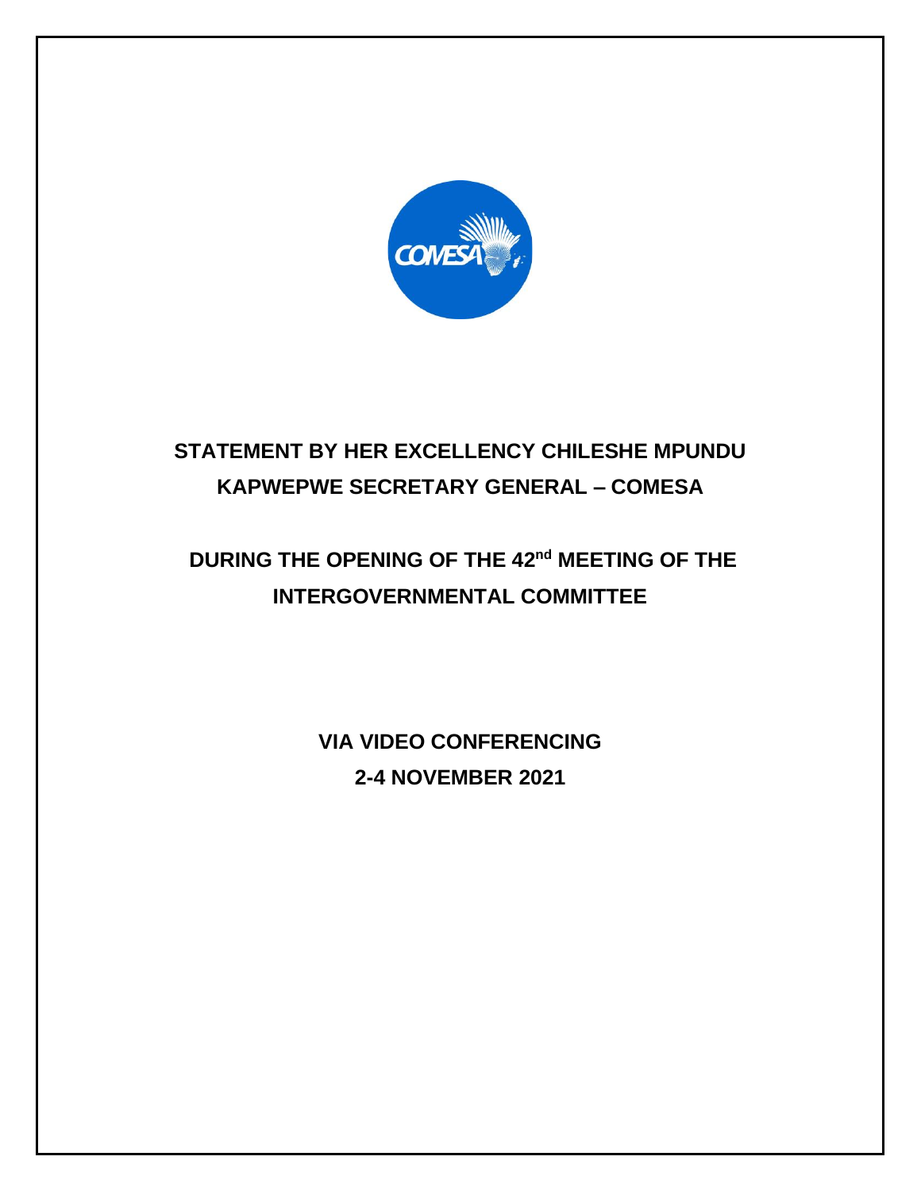**STATEMENT BY HER EXCELLENCY CHILESHE MPUNDU KAPWEPWE SECRETARY GENERAL – COMESA**

**DURING THE OPENING OF THE 42nd MEETING OF THE INTERGOVERNMENTAL COMMITTEE**

**VIA VIDEO CONFERENCING**

**2-4 NOVEMBER 2021**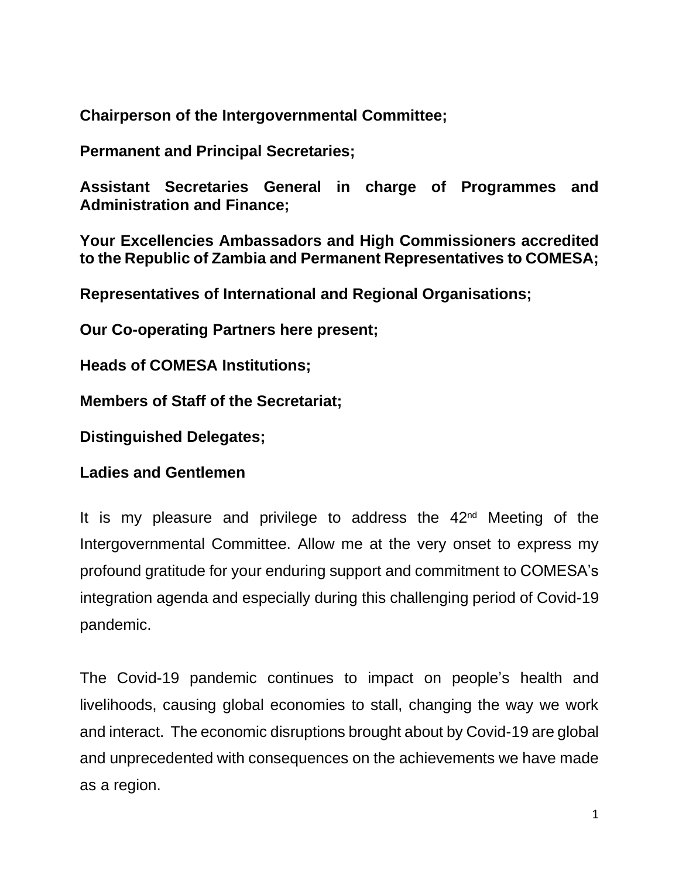**Chairperson of the Intergovernmental Committee;**

**Permanent and Principal Secretaries;**

**Assistant Secretaries General in charge of Programmes and Administration and Finance;**

**Your Excellencies Ambassadors and High Commissioners accredited to the Republic of Zambia and Permanent Representatives to COMESA;**

**Representatives of International and Regional Organisations;**

**Our Co-operating Partners here present;**

**Heads of COMESA Institutions;**

**Members of Staff of the Secretariat;**

**Distinguished Delegates;**

**Ladies and Gentlemen**

It is my pleasure and privilege to address the 42nd Meeting of the Intergovernmental Committee. Allow me at the very onset to express my profound gratitude for your enduring support and commitment to COMESA's integration agenda and especially during this challenging period of Covid-19 pandemic.

The Covid-19 pandemic continues to impact on people's health and livelihoods, causing global economies to stall, changing the way we work and interact. The economic disruptions brought about by Covid-19 are global and unprecedented with consequences on the achievements we have made as a region.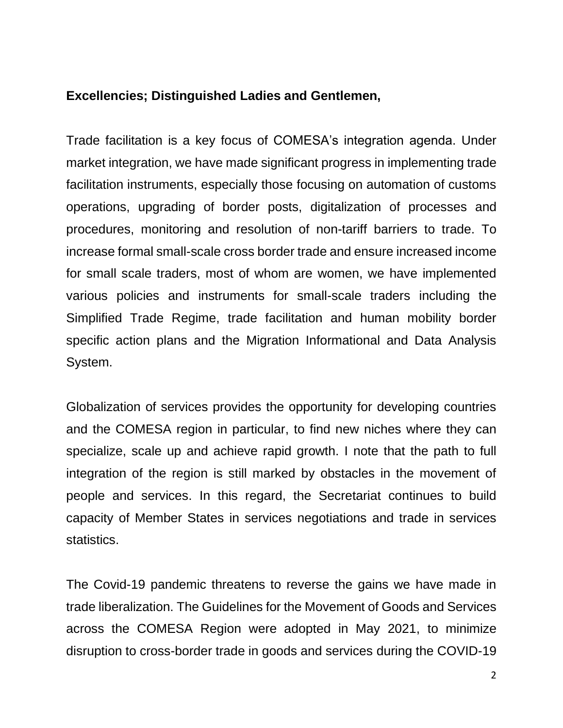**Excellencies; Distinguished Ladies and Gentlemen,**

Trade facilitation is a key focus of COMESA's integration agenda. Under market integration, we have made significant progress in implementing trade facilitation instruments, especially those focusing on automation of customs operations, upgrading of border posts, digitalization of processes and procedures, monitoring and resolution of non-tariff barriers to trade. To increase formal small-scale cross border trade and ensure increased income for small scale traders, most of whom are women, we have implemented various policies and instruments for small-scale traders including the Simplified Trade Regime, trade facilitation and human mobility border specific action plans and the Migration Informational and Data Analysis System.

Globalization of services provides the opportunity for developing countries and the COMESA region in particular, to find new niches where they can specialize, scale up and achieve rapid growth. I note that the path to full integration of the region is still marked by obstacles in the movement of people and services. In this regard, the Secretariat continues to build capacity of Member States in services negotiations and trade in services statistics.

The Covid-19 pandemic threatens to reverse the gains we have made in trade liberalization. The Guidelines for the Movement of Goods and Services across the COMESA Region were adopted in May 2021, to minimize disruption to cross-border trade in goods and services during the COVID-19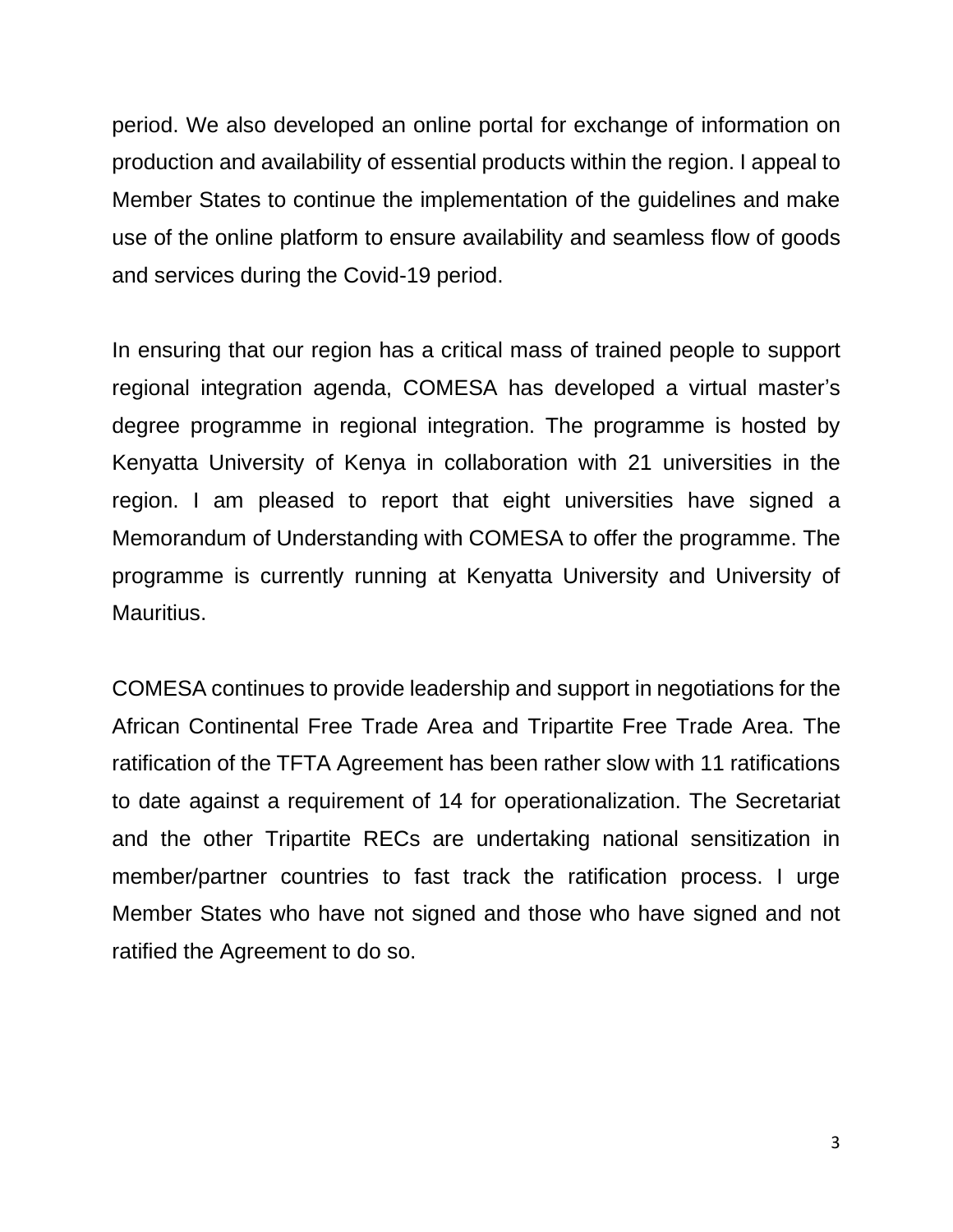period. We also developed an online portal for exchange of information on production and availability of essential products within the region. I appeal to Member States to continue the implementation of the guidelines and make use of the online platform to ensure availability and seamless flow of goods and services during the Covid-19 period.

In ensuring that our region has a critical mass of trained people to support regional integration agenda, COMESA has developed a virtual master's degree programme in regional integration. The programme is hosted by Kenyatta University of Kenya in collaboration with 21 universities in the region. I am pleased to report that eight universities have signed a Memorandum of Understanding with COMESA to offer the programme. The programme is currently running at Kenyatta University and University of Mauritius.

COMESA continues to provide leadership and support in negotiations for the African Continental Free Trade Area and Tripartite Free Trade Area. The ratification of the TFTA Agreement has been rather slow with 11 ratifications to date against a requirement of 14 for operationalization. The Secretariat and the other Tripartite RECs are undertaking national sensitization in member/partner countries to fast track the ratification process. I urge Member States who have not signed and those who have signed and not ratified the Agreement to do so.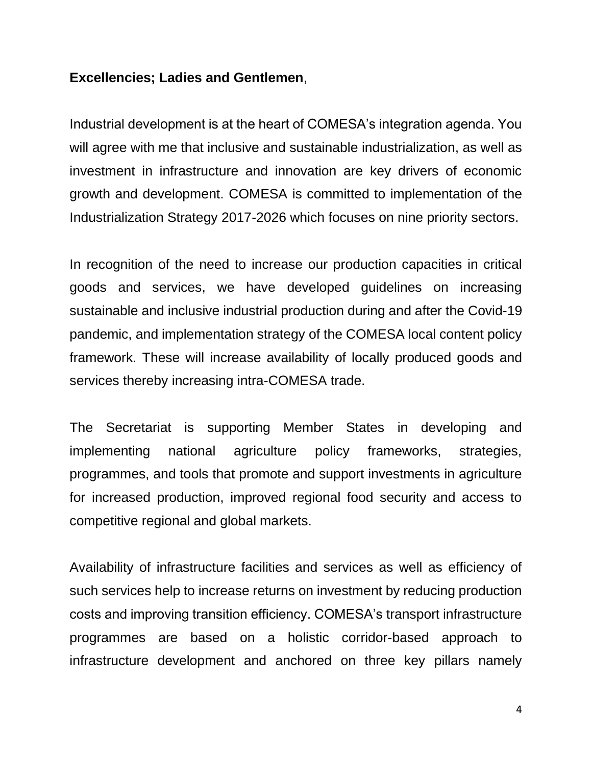**Excellencies; Ladies and Gentlemen**,

Industrial development is at the heart of COMESA's integration agenda. You will agree with me that inclusive and sustainable industrialization, as well as investment in infrastructure and innovation are key drivers of economic growth and development. COMESA is committed to implementation of the Industrialization Strategy 2017-2026 which focuses on nine priority sectors.

In recognition of the need to increase our production capacities in critical goods and services, we have developed guidelines on increasing sustainable and inclusive industrial production during and after the Covid-19 pandemic, and implementation strategy of the COMESA local content policy framework. These will increase availability of locally produced goods and services thereby increasing intra-COMESA trade.

The Secretariat is supporting Member States in developing and implementing national agriculture policy frameworks, strategies, programmes, and tools that promote and support investments in agriculture for increased production, improved regional food security and access to competitive regional and global markets.

Availability of infrastructure facilities and services as well as efficiency of such services help to increase returns on investment by reducing production costs and improving transition efficiency. COMESA's transport infrastructure programmes are based on a holistic corridor-based approach to infrastructure development and anchored on three key pillars namely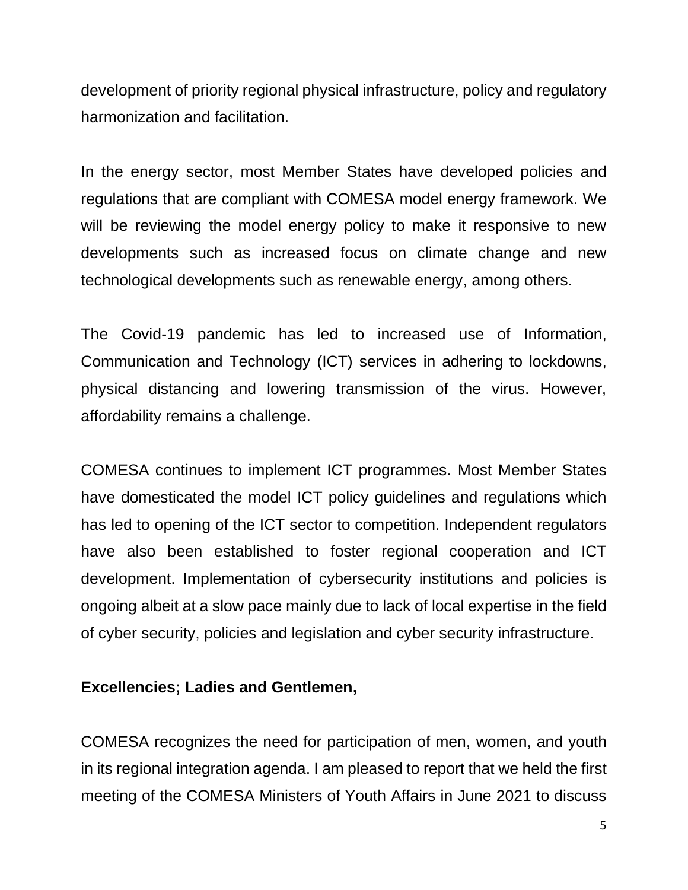development of priority regional physical infrastructure, policy and regulatory harmonization and facilitation.

In the energy sector, most Member States have developed policies and regulations that are compliant with COMESA model energy framework. We will be reviewing the model energy policy to make it responsive to new developments such as increased focus on climate change and new technological developments such as renewable energy, among others.

The Covid-19 pandemic has led to increased use of Information, Communication and Technology (ICT) services in adhering to lockdowns, physical distancing and lowering transmission of the virus. However, affordability remains a challenge.

COMESA continues to implement ICT programmes. Most Member States have domesticated the model ICT policy guidelines and regulations which has led to opening of the ICT sector to competition. Independent regulators have also been established to foster regional cooperation and ICT development. Implementation of cybersecurity institutions and policies is ongoing albeit at a slow pace mainly due to lack of local expertise in the field of cyber security, policies and legislation and cyber security infrastructure.

**Excellencies; Ladies and Gentlemen,**

COMESA recognizes the need for participation of men, women, and youth in its regional integration agenda. I am pleased to report that we held the first meeting of the COMESA Ministers of Youth Affairs in June 2021 to discuss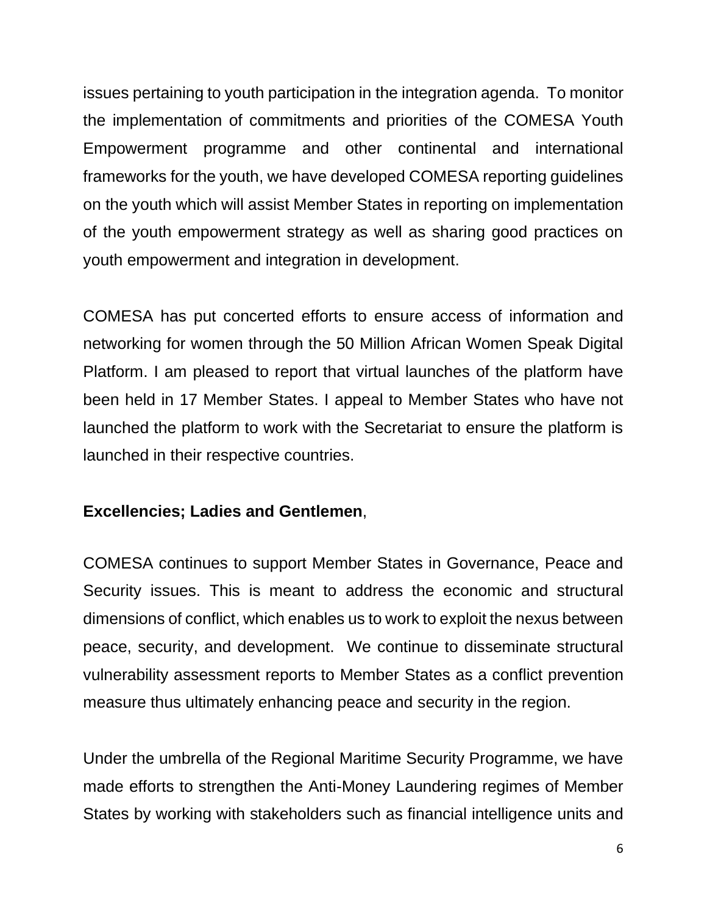issues pertaining to youth participation in the integration agenda. To monitor the implementation of commitments and priorities of the COMESA Youth Empowerment programme and other continental and international frameworks for the youth, we have developed COMESA reporting guidelines on the youth which will assist Member States in reporting on implementation of the youth empowerment strategy as well as sharing good practices on youth empowerment and integration in development.

COMESA has put concerted efforts to ensure access of information and networking for women through the 50 Million African Women Speak Digital Platform. I am pleased to report that virtual launches of the platform have been held in 17 Member States. I appeal to Member States who have not launched the platform to work with the Secretariat to ensure the platform is launched in their respective countries.

**Excellencies; Ladies and Gentlemen**,

COMESA continues to support Member States in Governance, Peace and Security issues. This is meant to address the economic and structural dimensions of conflict, which enables us to work to exploit the nexus between peace, security, and development. We continue to disseminate structural vulnerability assessment reports to Member States as a conflict prevention measure thus ultimately enhancing peace and security in the region.

Under the umbrella of the Regional Maritime Security Programme, we have made efforts to strengthen the Anti-Money Laundering regimes of Member States by working with stakeholders such as financial intelligence units and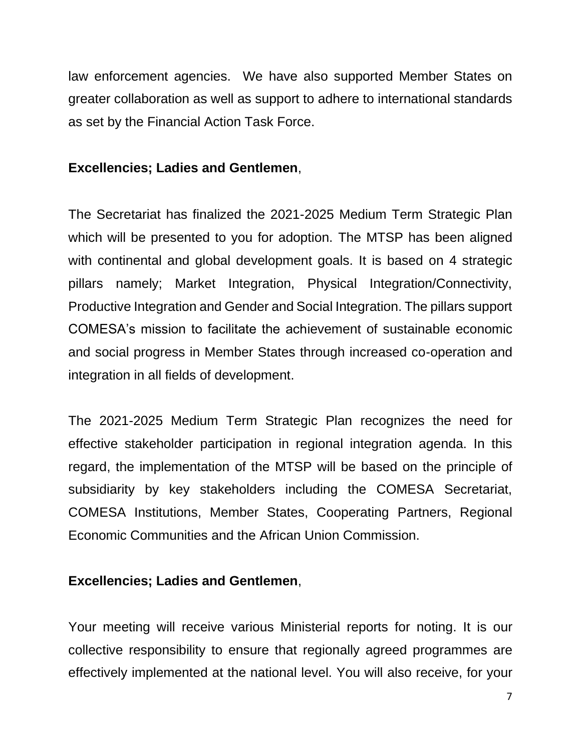law enforcement agencies. We have also supported Member States on greater collaboration as well as support to adhere to international standards as set by the Financial Action Task Force.

**Excellencies; Ladies and Gentlemen**,

The Secretariat has finalized the 2021-2025 Medium Term Strategic Plan which will be presented to you for adoption. The MTSP has been aligned with continental and global development goals. It is based on 4 strategic pillars namely; Market Integration, Physical Integration/Connectivity, Productive Integration and Gender and Social Integration. The pillars support COMESA's mission to facilitate the achievement of sustainable economic and social progress in Member States through increased co-operation and integration in all fields of development.

The 2021-2025 Medium Term Strategic Plan recognizes the need for effective stakeholder participation in regional integration agenda. In this regard, the implementation of the MTSP will be based on the principle of subsidiarity by key stakeholders including the COMESA Secretariat, COMESA Institutions, Member States, Cooperating Partners, Regional Economic Communities and the African Union Commission.

**Excellencies; Ladies and Gentlemen**,

Your meeting will receive various Ministerial reports for noting. It is our collective responsibility to ensure that regionally agreed programmes are effectively implemented at the national level. You will also receive, for your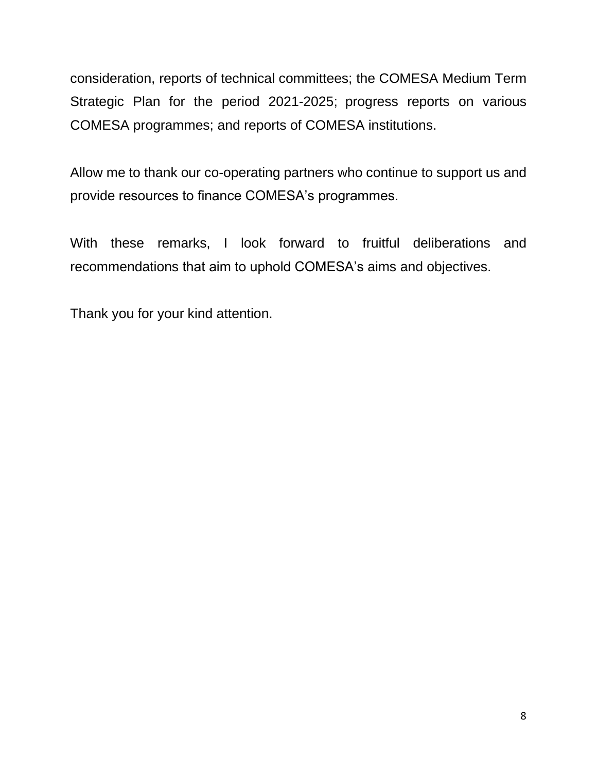consideration, reports of technical committees; the COMESA Medium Term Strategic Plan for the period 2021-2025; progress reports on various COMESA programmes; and reports of COMESA institutions.

Allow me to thank our co-operating partners who continue to support us and provide resources to finance COMESA's programmes.

With these remarks, I look forward to fruitful deliberations and recommendations that aim to uphold COMESA's aims and objectives.

Thank you for your kind attention.